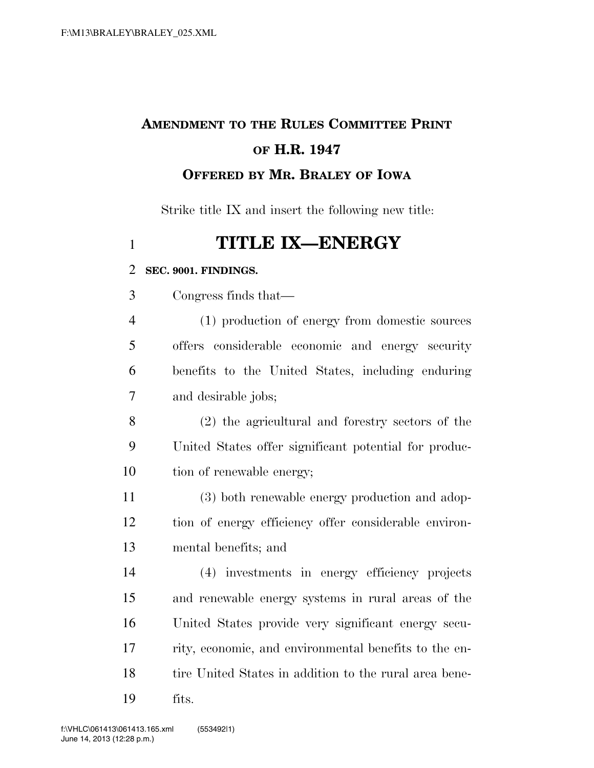# AMENDMENT TO THE RULES COMMITTEE PRINT OF H.R. 1947

## OFFERED BY MR. BRALEY OF IOWA

Strike title IX and insert the following new title:

# TITLE IX—ENERGY

**SEC. 9001. FINDINGS.**

Congress finds that—

(1) production of energy from domestic sources offers considerable economic and energy security benefits to the United States, including enduring and desirable jobs;

(2) the agricultural and forestry sectors of the United States offer significant potential for production of renewable energy;

(3) both renewable energy production and adoption of energy efficiency offer considerable environmental benefits; and

(4) investments in energy efficiency projects and renewable energy systems in rural areas of the United States provide very significant energy security, economic, and environmental benefits to the entire United States in addition to the rural area benefits.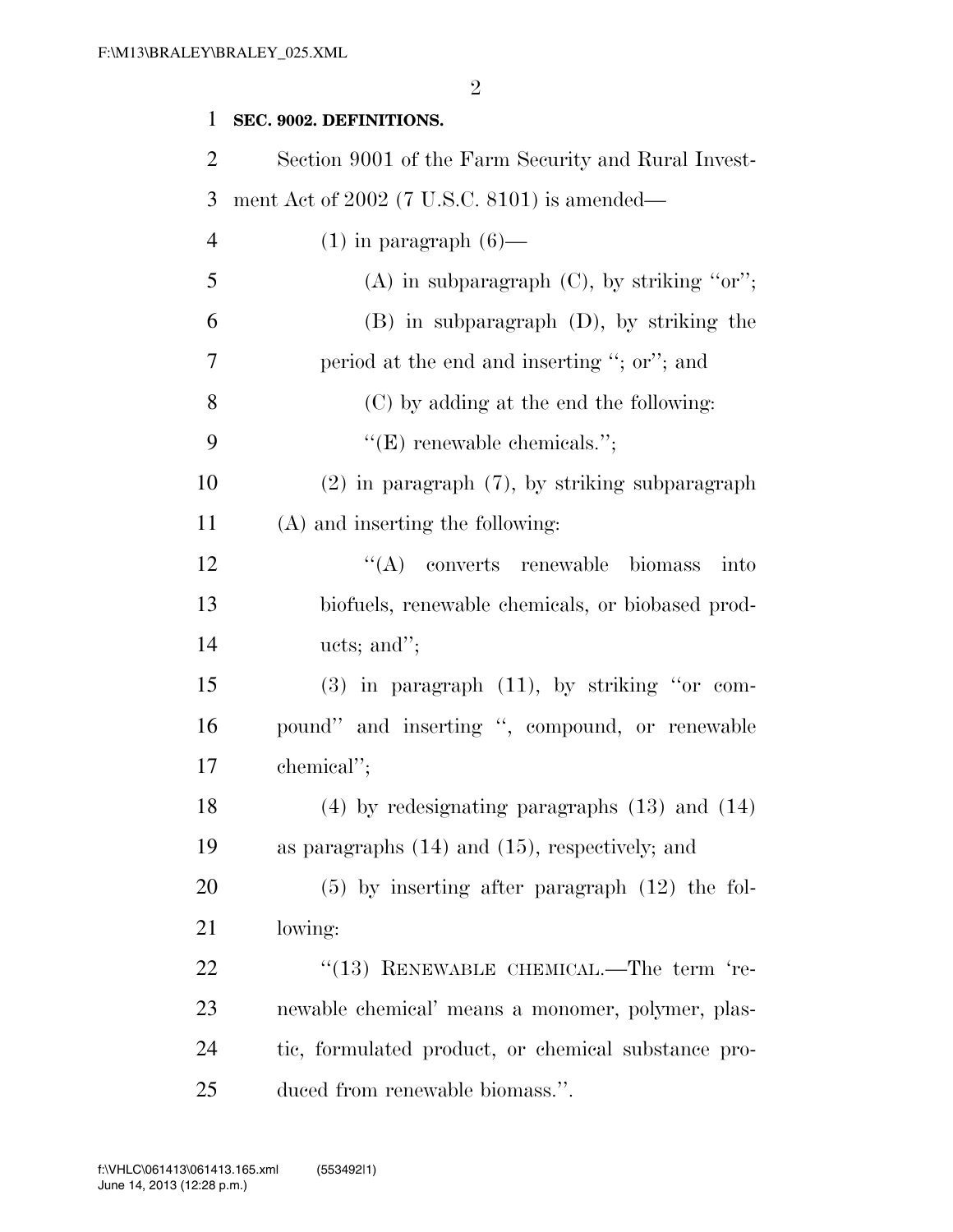**SEC. 9002. DEFINITIONS.**

Section 9001 of the Farm Security and Rural Investment Act of 2002 (7 U.S.C. 8101) is amended—

(1) in paragraph (6)—

(A) in subparagraph (C), by striking "or";

(B) in subparagraph (D), by striking the period at the end and inserting "; or"; and

(C) by adding at the end the following:

"(E) renewable chemicals.";

(2) in paragraph (7), by striking subparagraph (A) and inserting the following:

"(A) converts renewable biomass into biofuels, renewable chemicals, or biobased products; and";

(3) in paragraph (11), by striking "or compound" and inserting ", compound, or renewable chemical";

(4) by redesignating paragraphs (13) and (14) as paragraphs (14) and (15), respectively; and

(5) by inserting after paragraph (12) the following:

"(13) RENEWABLE CHEMICAL.—The term 'renewable chemical' means a monomer, polymer, plastic, formulated product, or chemical substance produced from renewable biomass.".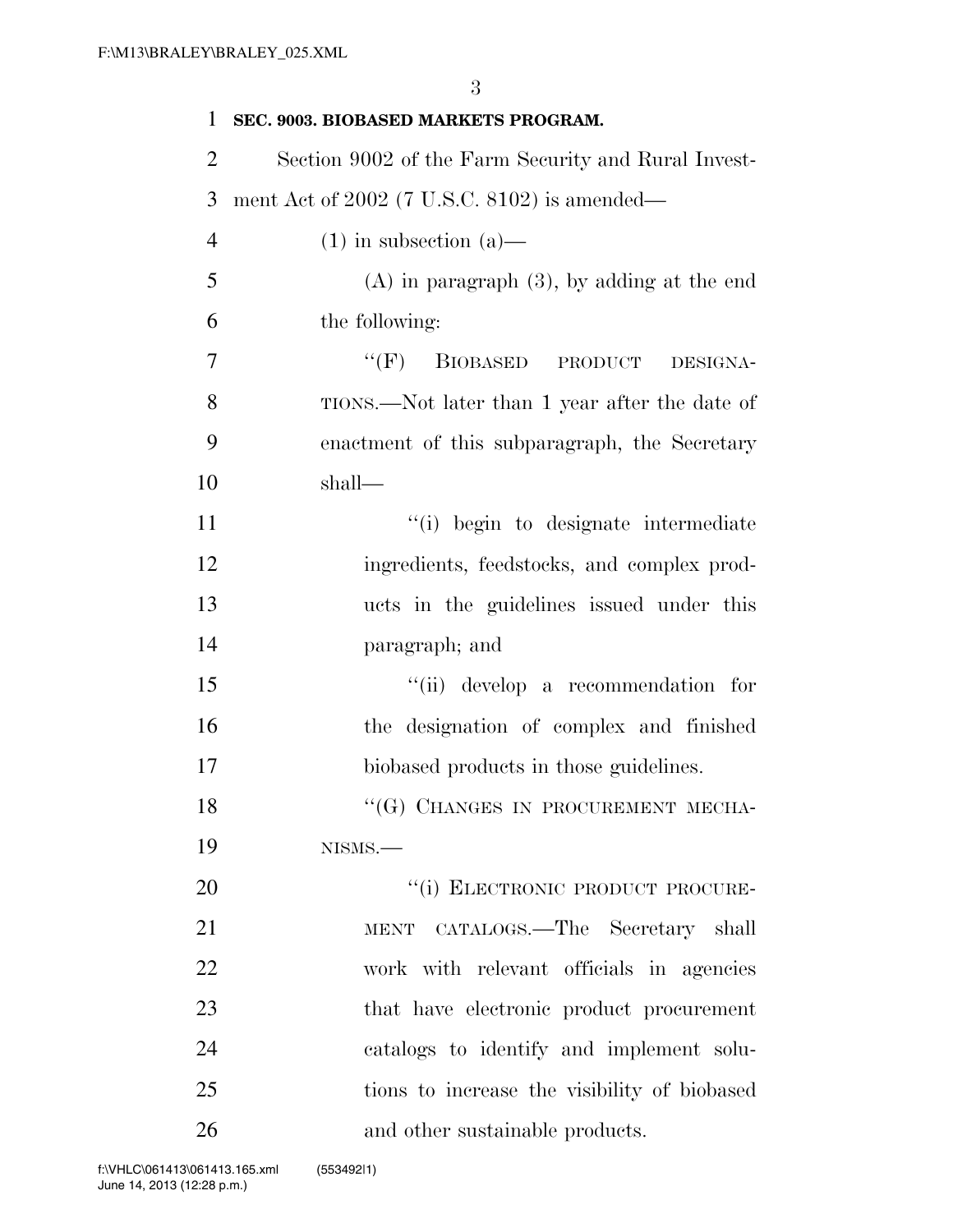**SEC. 9003. BIOBASED MARKETS PROGRAM.**

Section 9002 of the Farm Security and Rural Investment Act of 2002 (7 U.S.C. 8102) is amended—

(1) in subsection (a)—

(A) in paragraph (3), by adding at the end the following:

"(F) BIOBASED PRODUCT DESIGNATIONS.—Not later than 1 year after the date of enactment of this subparagraph, the Secretary shall—

"(i) begin to designate intermediate ingredients, feedstocks, and complex products in the guidelines issued under this paragraph; and

"(ii) develop a recommendation for the designation of complex and finished biobased products in those guidelines.

"(G) CHANGES IN PROCUREMENT MECHANISMS.—

"(i) ELECTRONIC PRODUCT PROCUREMENT CATALOGS.—The Secretary shall work with relevant officials in agencies that have electronic product procurement catalogs to identify and implement solutions to increase the visibility of biobased and other sustainable products.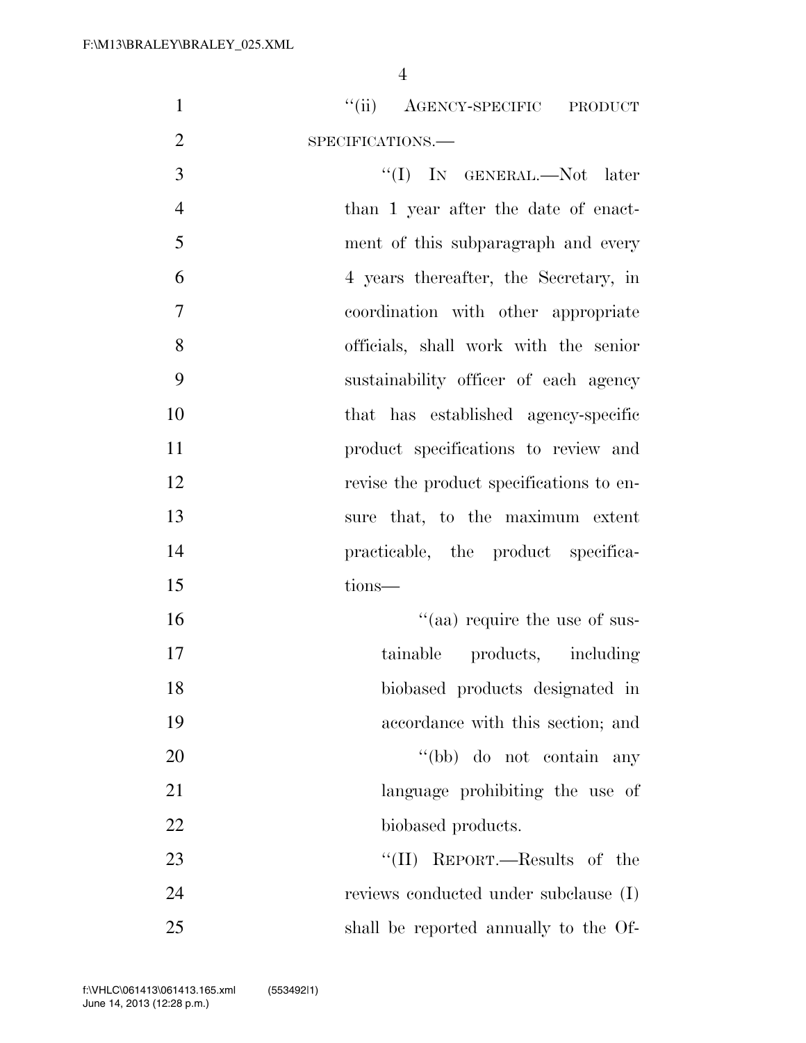"(ii) AGENCY-SPECIFIC PRODUCT SPECIFICATIONS.—

"(I) IN GENERAL.—Not later than 1 year after the date of enactment of this subparagraph and every 4 years thereafter, the Secretary, in coordination with other appropriate officials, shall work with the senior sustainability officer of each agency that has established agency-specific product specifications to review and revise the product specifications to ensure that, to the maximum extent practicable, the product specifications—

"(aa) require the use of sustainable products, including biobased products designated in accordance with this section; and

"(bb) do not contain any language prohibiting the use of biobased products.

"(II) REPORT.—Results of the reviews conducted under subclause (I) shall be reported annually to the Of-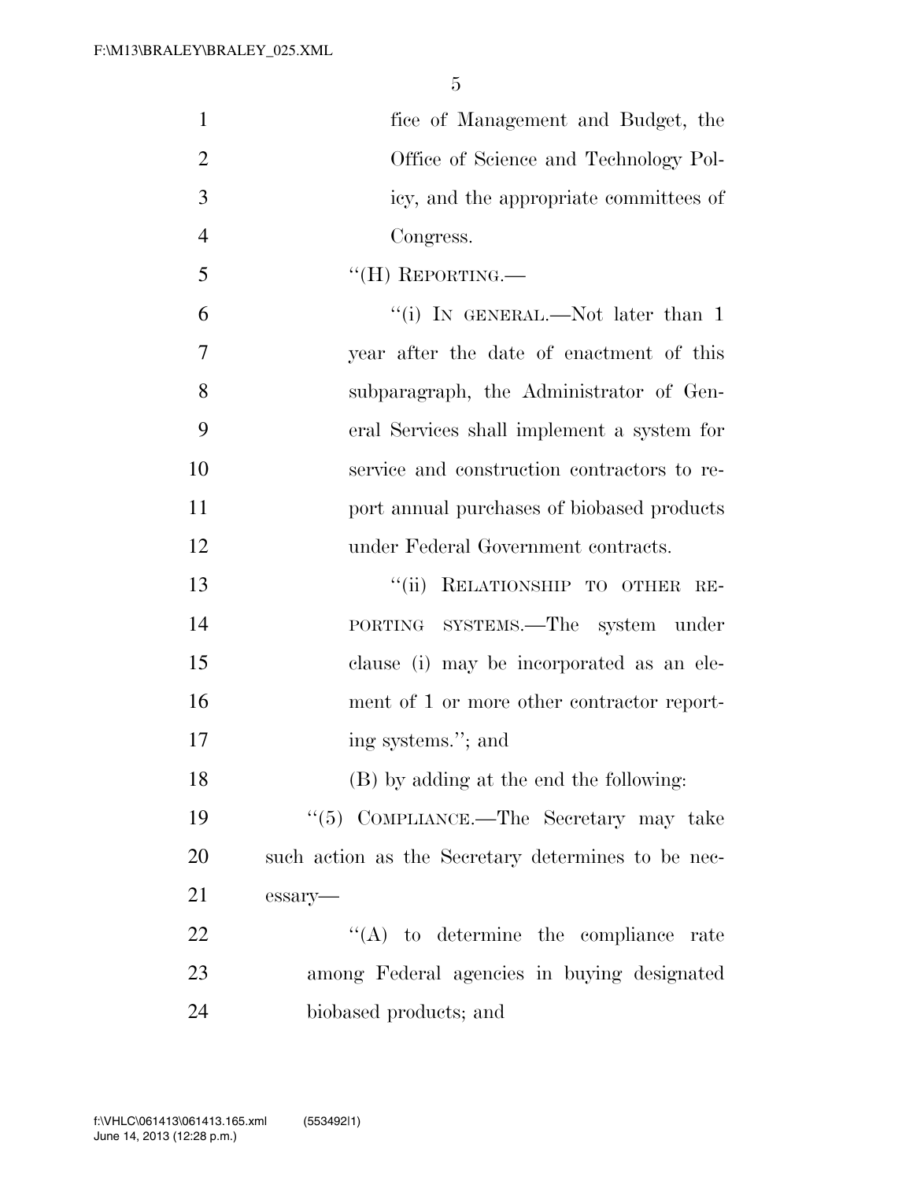fice of Management and Budget, the Office of Science and Technology Policy, and the appropriate committees of Congress.

"(H) REPORTING.—

"(i) IN GENERAL.—Not later than 1 year after the date of enactment of this subparagraph, the Administrator of General Services shall implement a system for service and construction contractors to report annual purchases of biobased products under Federal Government contracts.

"(ii) RELATIONSHIP TO OTHER REPORTING SYSTEMS.—The system under clause (i) may be incorporated as an element of 1 or more other contractor reporting systems."; and

(B) by adding at the end the following:

"(5) COMPLIANCE.—The Secretary may take such action as the Secretary determines to be necessary—

"(A) to determine the compliance rate among Federal agencies in buying designated biobased products; and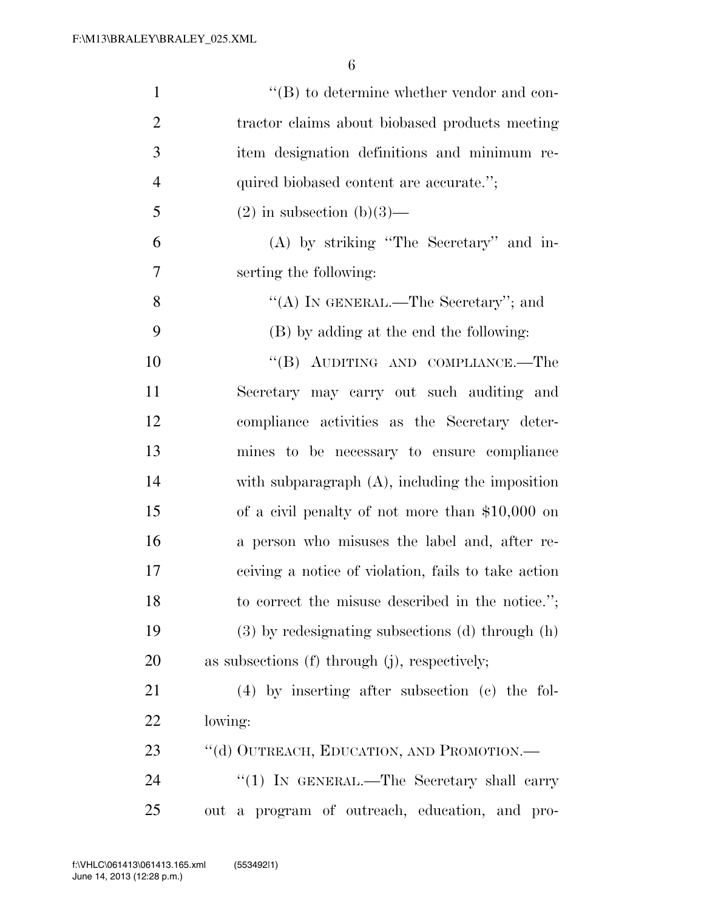"(B) to determine whether vendor and contractor claims about biobased products meeting item designation definitions and minimum required biobased content are accurate.";

(2) in subsection (b)(3)—

(A) by striking "The Secretary" and inserting the following:

"(A) IN GENERAL.—The Secretary"; and

(B) by adding at the end the following:

"(B) AUDITING AND COMPLIANCE.—The Secretary may carry out such auditing and compliance activities as the Secretary determines to be necessary to ensure compliance with subparagraph (A), including the imposition of a civil penalty of not more than $10,000 on a person who misuses the label and, after receiving a notice of violation, fails to take action to correct the misuse described in the notice.";

(3) by redesignating subsections (d) through (h) as subsections (f) through (j), respectively;

(4) by inserting after subsection (c) the following:

"(d) OUTREACH, EDUCATION, AND PROMOTION.—

"(1) IN GENERAL.—The Secretary shall carry out a program of outreach, education, and pro-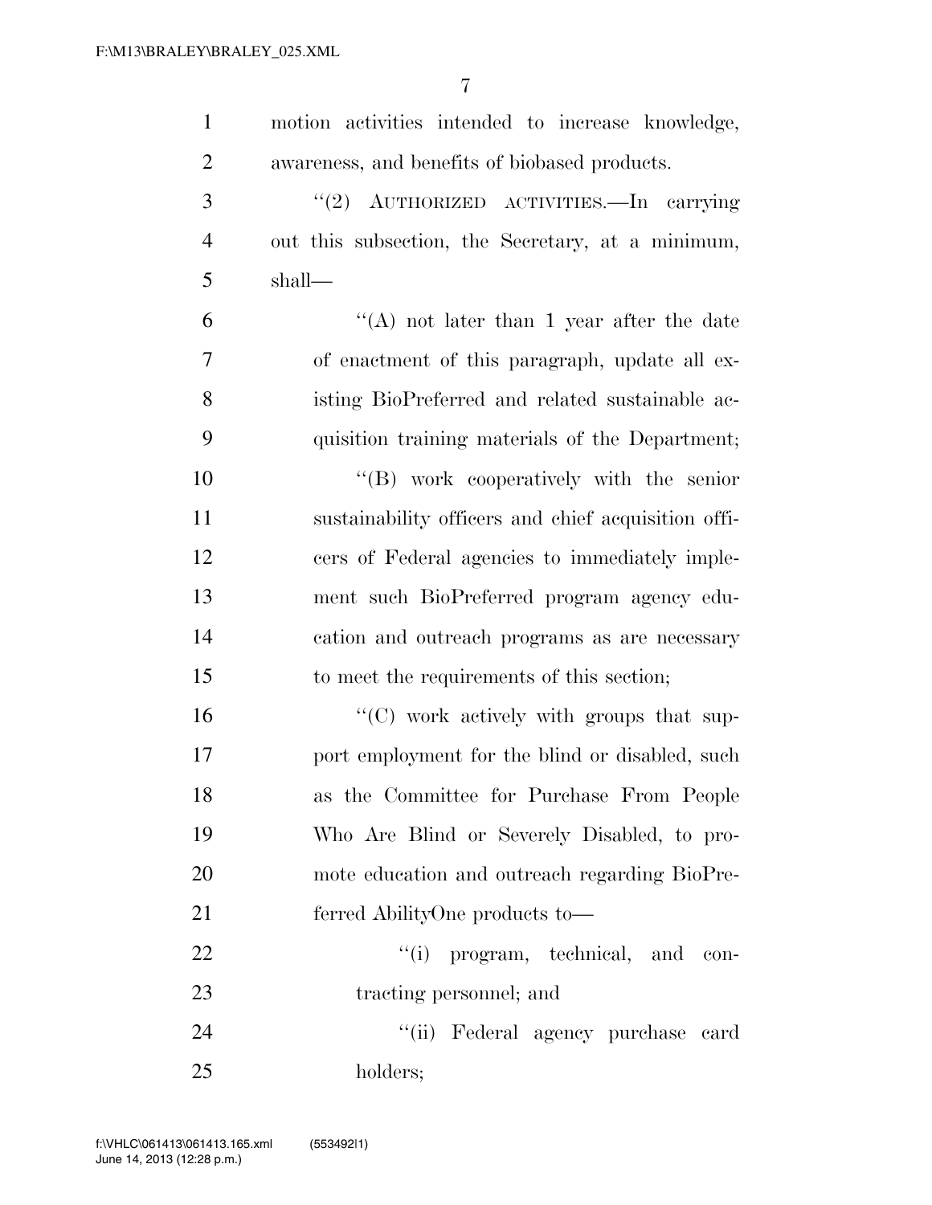motion activities intended to increase knowledge, awareness, and benefits of biobased products.

"(2) AUTHORIZED ACTIVITIES.—In carrying out this subsection, the Secretary, at a minimum, shall—

"(A) not later than 1 year after the date of enactment of this paragraph, update all existing BioPreferred and related sustainable acquisition training materials of the Department;

"(B) work cooperatively with the senior sustainability officers and chief acquisition officers of Federal agencies to immediately implement such BioPreferred program agency education and outreach programs as are necessary to meet the requirements of this section;

"(C) work actively with groups that support employment for the blind or disabled, such as the Committee for Purchase From People Who Are Blind or Severely Disabled, to promote education and outreach regarding BioPreferred AbilityOne products to—

"(i) program, technical, and contracting personnel; and

"(ii) Federal agency purchase card holders;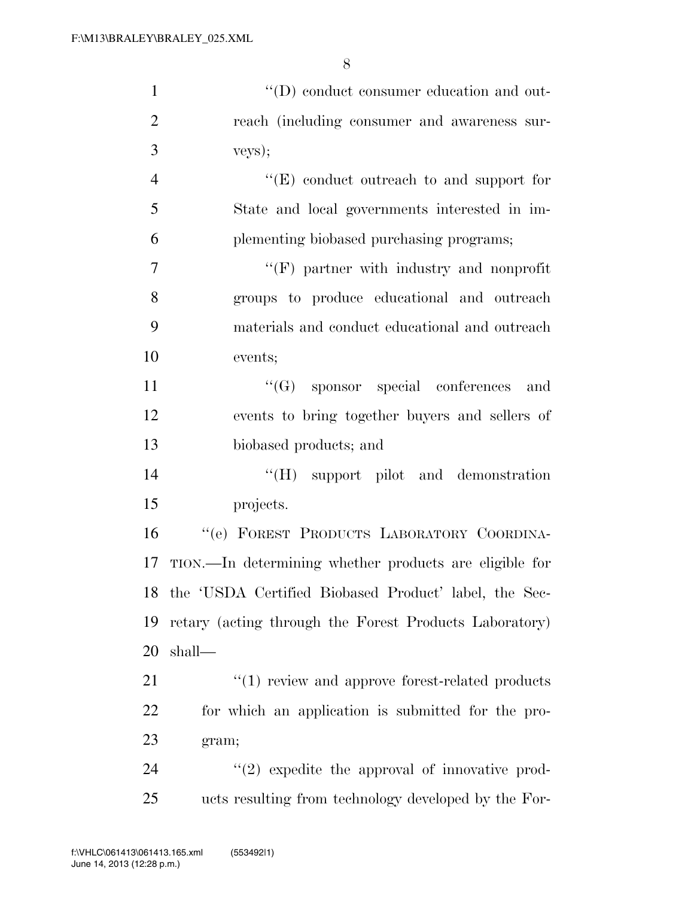''(D) conduct consumer education and outreach (including consumer and awareness surveys);

''(E) conduct outreach to and support for State and local governments interested in implementing biobased purchasing programs;

''(F) partner with industry and nonprofit groups to produce educational and outreach materials and conduct educational and outreach events;

''(G) sponsor special conferences and events to bring together buyers and sellers of biobased products; and

''(H) support pilot and demonstration projects.

''(e) FOREST PRODUCTS LABORATORY COORDINATION.—In determining whether products are eligible for the 'USDA Certified Biobased Product' label, the Secretary (acting through the Forest Products Laboratory) shall—

''(1) review and approve forest-related products for which an application is submitted for the program;

''(2) expedite the approval of innovative products resulting from technology developed by the For-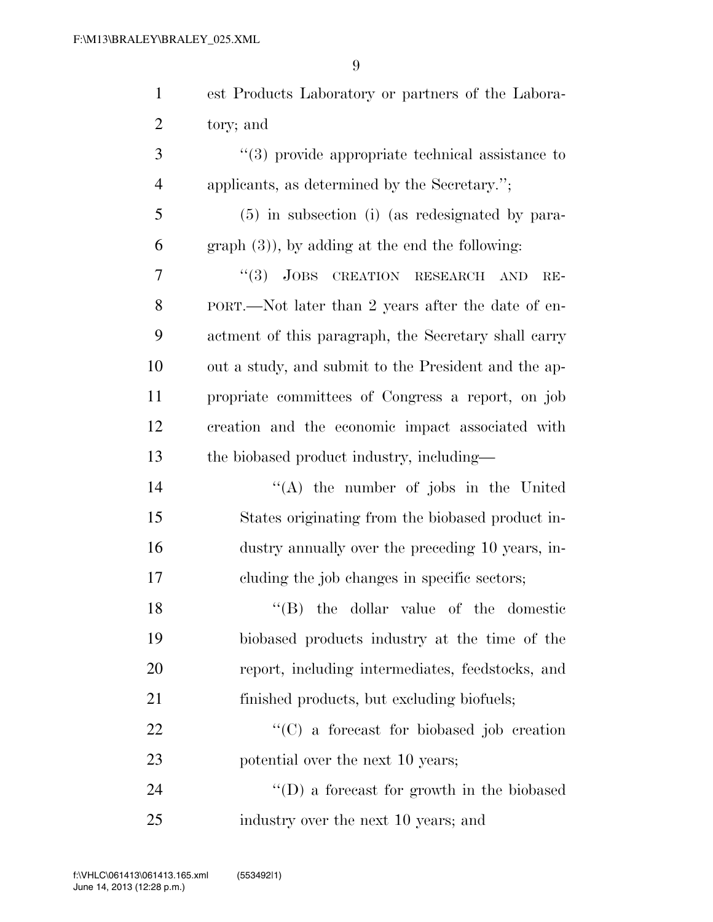est Products Laboratory or partners of the Laboratory; and

"(3) provide appropriate technical assistance to applicants, as determined by the Secretary.";

(5) in subsection (i) (as redesignated by paragraph (3)), by adding at the end the following:

"(3) JOBS CREATION RESEARCH AND REPORT.—Not later than 2 years after the date of enactment of this paragraph, the Secretary shall carry out a study, and submit to the President and the appropriate committees of Congress a report, on job creation and the economic impact associated with the biobased product industry, including—

"(A) the number of jobs in the United States originating from the biobased product industry annually over the preceding 10 years, including the job changes in specific sectors;

"(B) the dollar value of the domestic biobased products industry at the time of the report, including intermediates, feedstocks, and finished products, but excluding biofuels;

"(C) a forecast for biobased job creation potential over the next 10 years;

"(D) a forecast for growth in the biobased industry over the next 10 years; and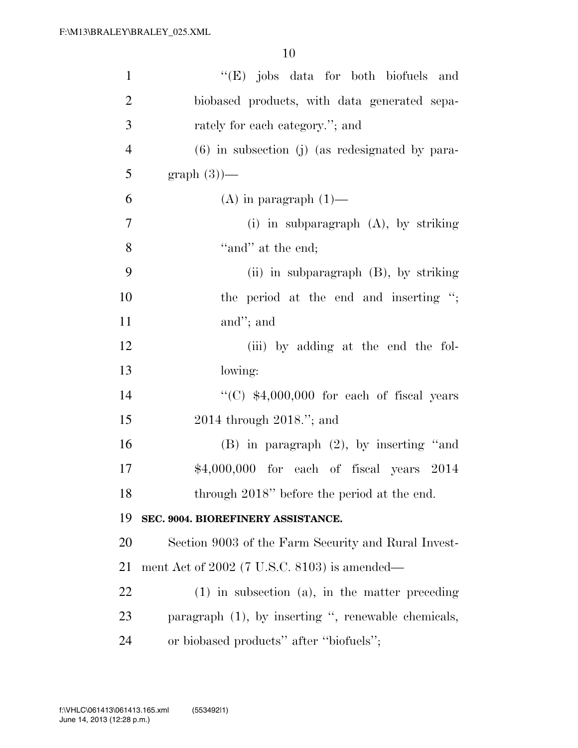"(E) jobs data for both biofuels and biobased products, with data generated separately for each category."; and

(6) in subsection (j) (as redesignated by paragraph (3))—

(A) in paragraph (1)—

(i) in subparagraph (A), by striking "and" at the end;

(ii) in subparagraph (B), by striking the period at the end and inserting "; and"; and

(iii) by adding at the end the following:

"(C) $4,000,000 for each of fiscal years 2014 through 2018."; and

(B) in paragraph (2), by inserting "and $4,000,000 for each of fiscal years 2014 through 2018" before the period at the end.

**SEC. 9004. BIOREFINERY ASSISTANCE.**

Section 9003 of the Farm Security and Rural Investment Act of 2002 (7 U.S.C. 8103) is amended—

(1) in subsection (a), in the matter preceding paragraph (1), by inserting ", renewable chemicals, or biobased products" after "biofuels";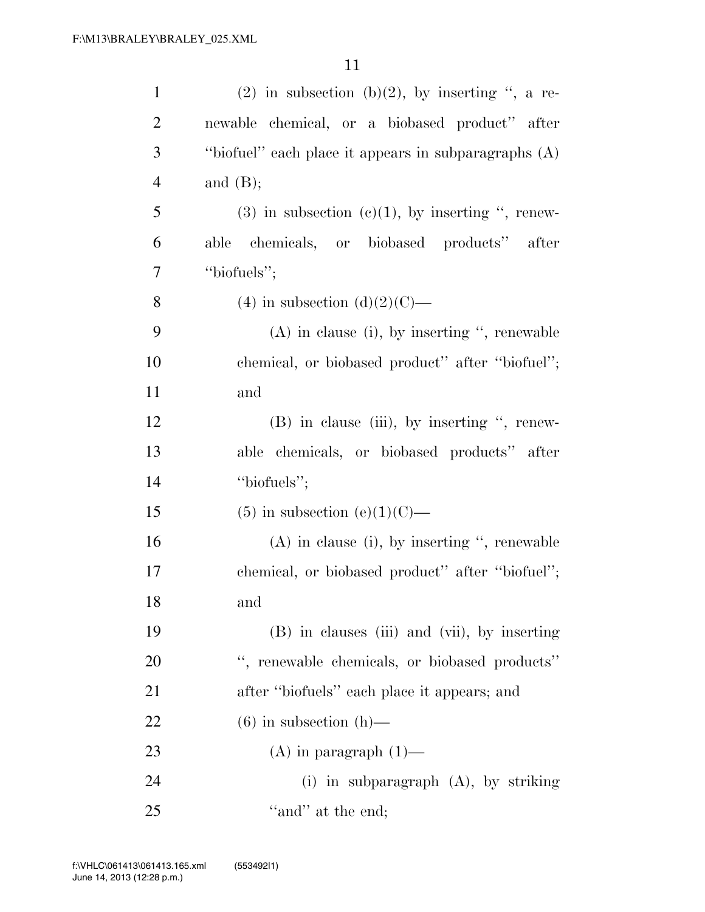(2) in subsection (b)(2), by inserting ", a renewable chemical, or a biobased product" after "biofuel" each place it appears in subparagraphs (A) and (B);

(3) in subsection (c)(1), by inserting ", renewable chemicals, or biobased products" after "biofuels";

(4) in subsection (d)(2)(C)—

(A) in clause (i), by inserting ", renewable chemical, or biobased product" after "biofuel"; and

(B) in clause (iii), by inserting ", renewable chemicals, or biobased products" after "biofuels";

(5) in subsection (e)(1)(C)—

(A) in clause (i), by inserting ", renewable chemical, or biobased product" after "biofuel"; and

(B) in clauses (iii) and (vii), by inserting ", renewable chemicals, or biobased products" after "biofuels" each place it appears; and

(6) in subsection (h)—

(A) in paragraph (1)—

(i) in subparagraph (A), by striking "and" at the end;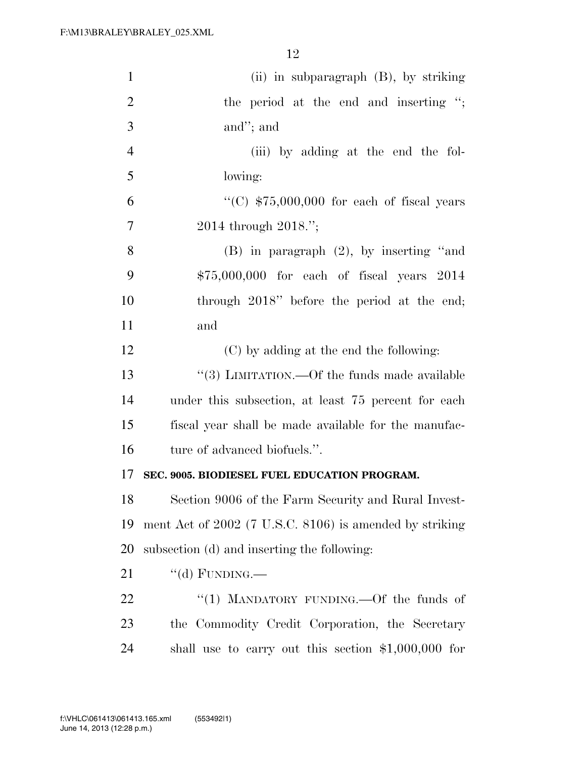(ii) in subparagraph (B), by striking the period at the end and inserting "; and"; and

(iii) by adding at the end the following:

"(C) $75,000,000 for each of fiscal years 2014 through 2018.";

(B) in paragraph (2), by inserting "and $75,000,000 for each of fiscal years 2014 through 2018" before the period at the end; and

(C) by adding at the end the following:

"(3) LIMITATION.—Of the funds made available under this subsection, at least 75 percent for each fiscal year shall be made available for the manufacture of advanced biofuels.".

**SEC. 9005. BIODIESEL FUEL EDUCATION PROGRAM.**

Section 9006 of the Farm Security and Rural Investment Act of 2002 (7 U.S.C. 8106) is amended by striking subsection (d) and inserting the following:

"(d) FUNDING.—

"(1) MANDATORY FUNDING.—Of the funds of the Commodity Credit Corporation, the Secretary shall use to carry out this section $1,000,000 for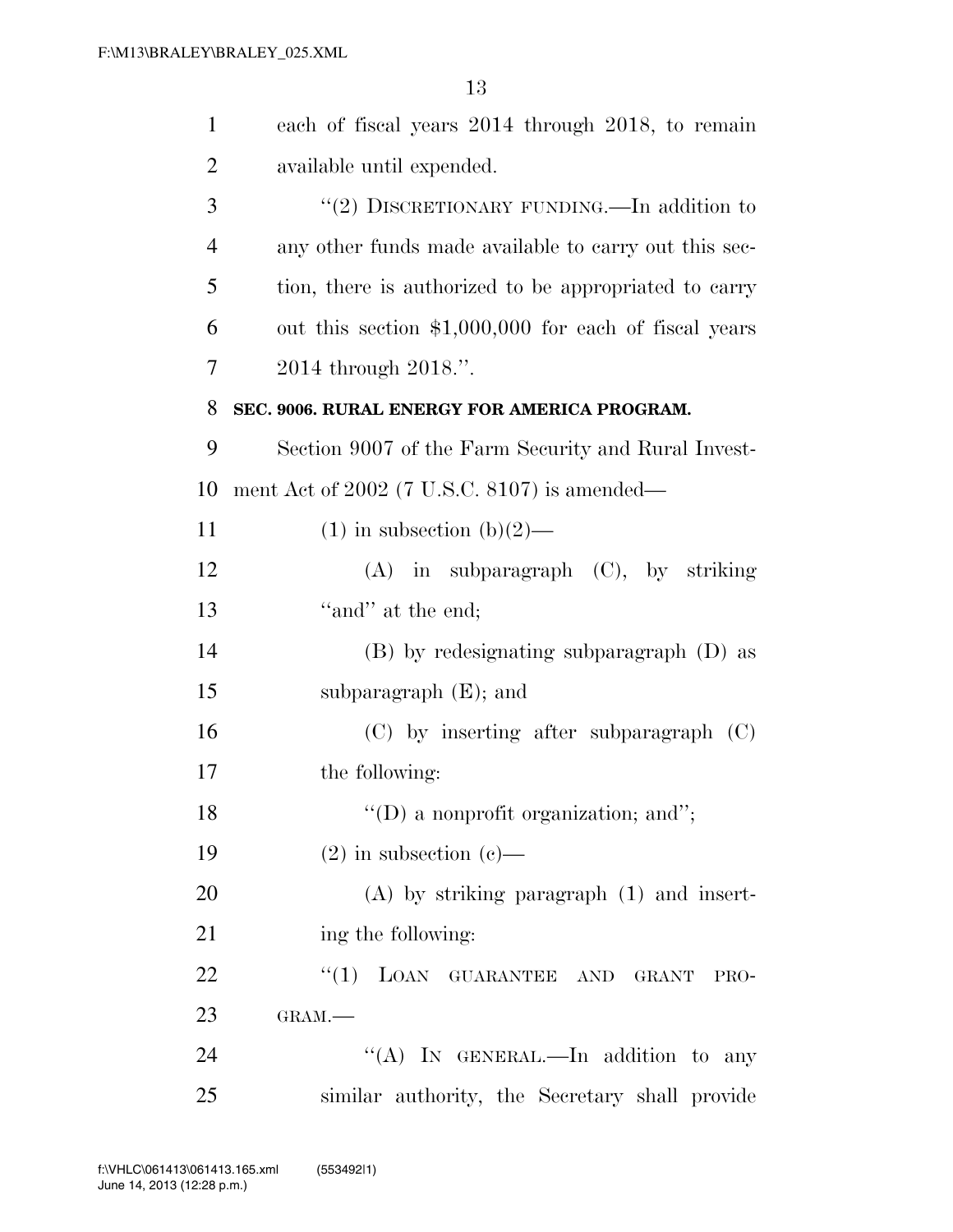each of fiscal years 2014 through 2018, to remain available until expended.

"(2) DISCRETIONARY FUNDING.—In addition to any other funds made available to carry out this section, there is authorized to be appropriated to carry out this section $1,000,000 for each of fiscal years 2014 through 2018.".

**SEC. 9006. RURAL ENERGY FOR AMERICA PROGRAM.**

Section 9007 of the Farm Security and Rural Investment Act of 2002 (7 U.S.C. 8107) is amended—

(1) in subsection (b)(2)—

(A) in subparagraph (C), by striking "and" at the end;

(B) by redesignating subparagraph (D) as subparagraph (E); and

(C) by inserting after subparagraph (C) the following:

"(D) a nonprofit organization; and";

(2) in subsection (c)—

(A) by striking paragraph (1) and inserting the following:

"(1) LOAN GUARANTEE AND GRANT PROGRAM.—

"(A) IN GENERAL.—In addition to any similar authority, the Secretary shall provide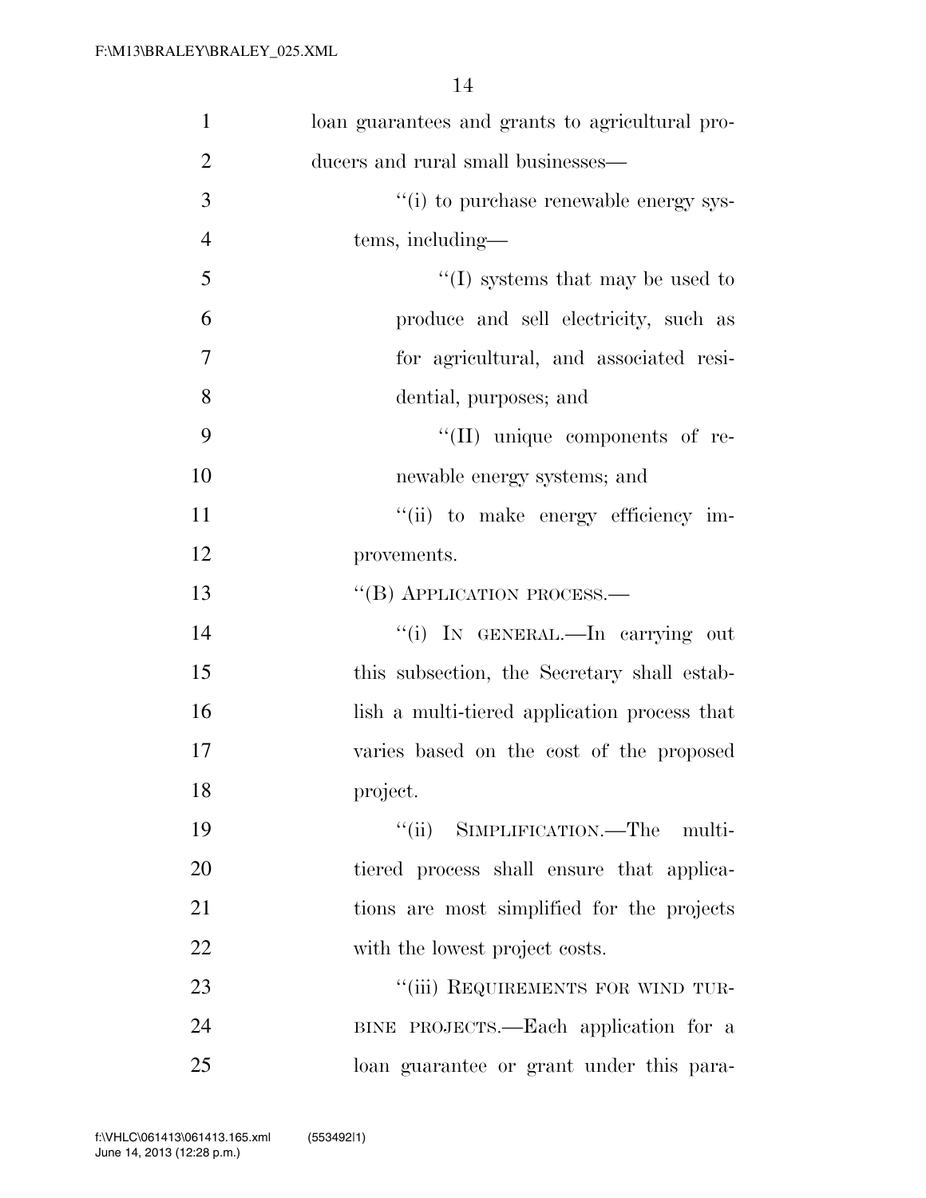loan guarantees and grants to agricultural producers and rural small businesses—

''(i) to purchase renewable energy systems, including—

''(I) systems that may be used to produce and sell electricity, such as for agricultural, and associated residential, purposes; and

''(II) unique components of renewable energy systems; and

''(ii) to make energy efficiency improvements.

''(B) APPLICATION PROCESS.—

''(i) IN GENERAL.—In carrying out this subsection, the Secretary shall establish a multi-tiered application process that varies based on the cost of the proposed project.

''(ii) SIMPLIFICATION.—The multi-tiered process shall ensure that applications are most simplified for the projects with the lowest project costs.

''(iii) REQUIREMENTS FOR WIND TURBINE PROJECTS.—Each application for a loan guarantee or grant under this para-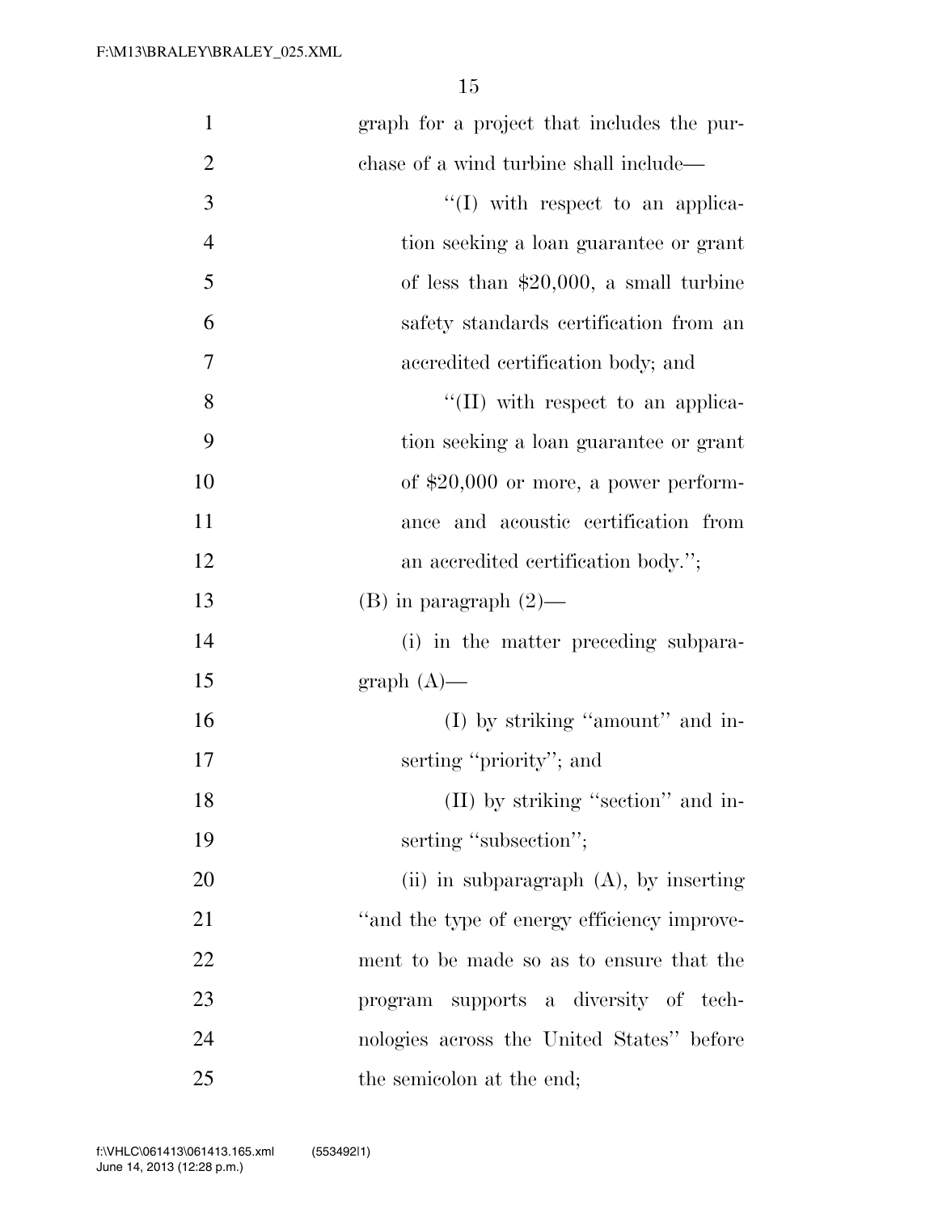graph for a project that includes the purchase of a wind turbine shall include—

''(I) with respect to an application seeking a loan guarantee or grant of less than $20,000, a small turbine safety standards certification from an accredited certification body; and

''(II) with respect to an application seeking a loan guarantee or grant of $20,000 or more, a power performance and acoustic certification from an accredited certification body.'';

(B) in paragraph (2)—

(i) in the matter preceding subparagraph (A)—

(I) by striking ''amount'' and inserting ''priority''; and

(II) by striking ''section'' and inserting ''subsection'';

(ii) in subparagraph (A), by inserting ''and the type of energy efficiency improvement to be made so as to ensure that the program supports a diversity of technologies across the United States'' before the semicolon at the end;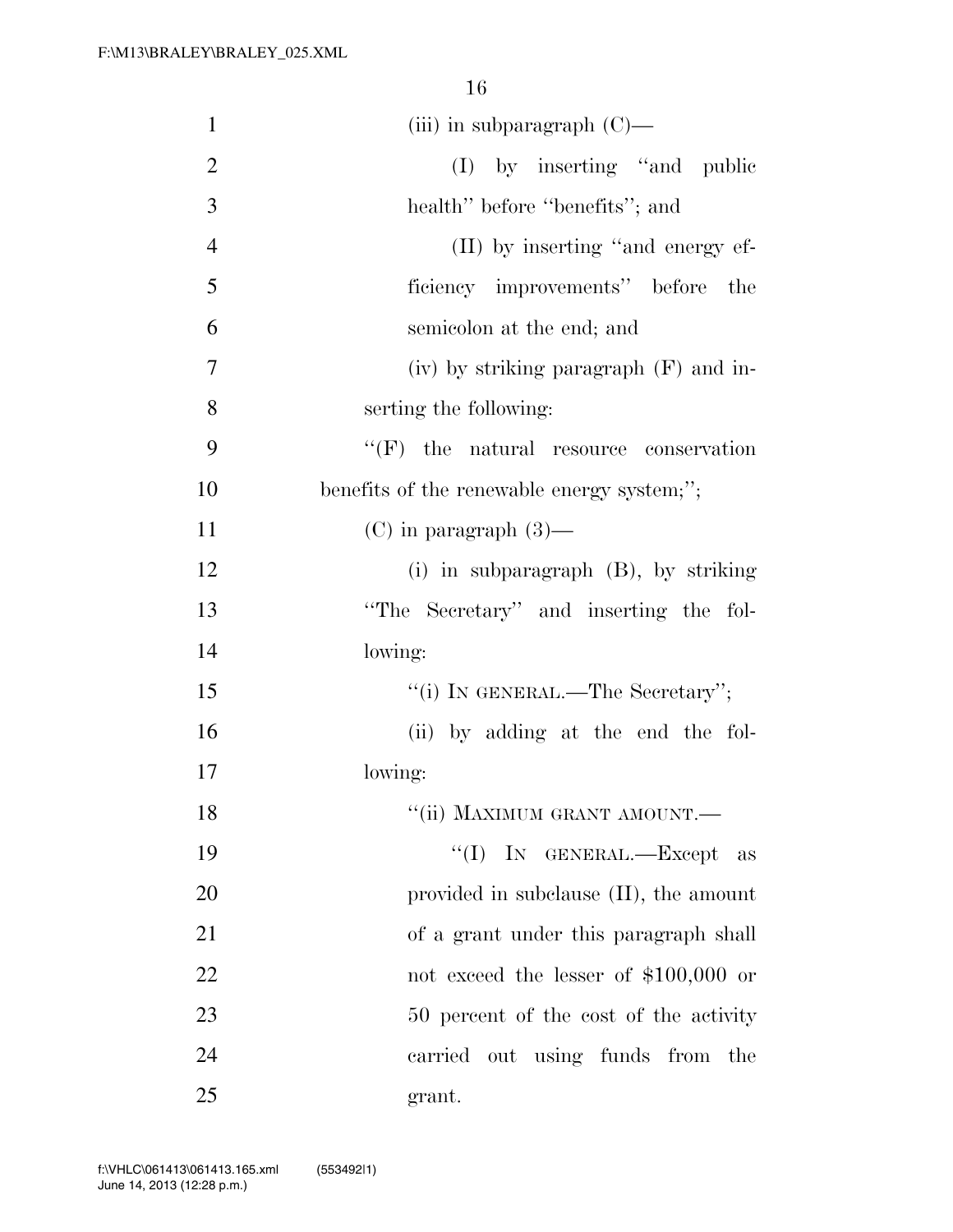(iii) in subparagraph (C)—

(I) by inserting "and public health" before "benefits"; and

(II) by inserting "and energy efficiency improvements" before the semicolon at the end; and

(iv) by striking paragraph (F) and inserting the following:

"(F) the natural resource conservation benefits of the renewable energy system;";

(C) in paragraph (3)—

(i) in subparagraph (B), by striking "The Secretary" and inserting the following:

"(i) IN GENERAL.—The Secretary";

(ii) by adding at the end the following:

"(ii) MAXIMUM GRANT AMOUNT.—

"(I) IN GENERAL.—Except as provided in subclause (II), the amount of a grant under this paragraph shall not exceed the lesser of $100,000 or 50 percent of the cost of the activity carried out using funds from the grant.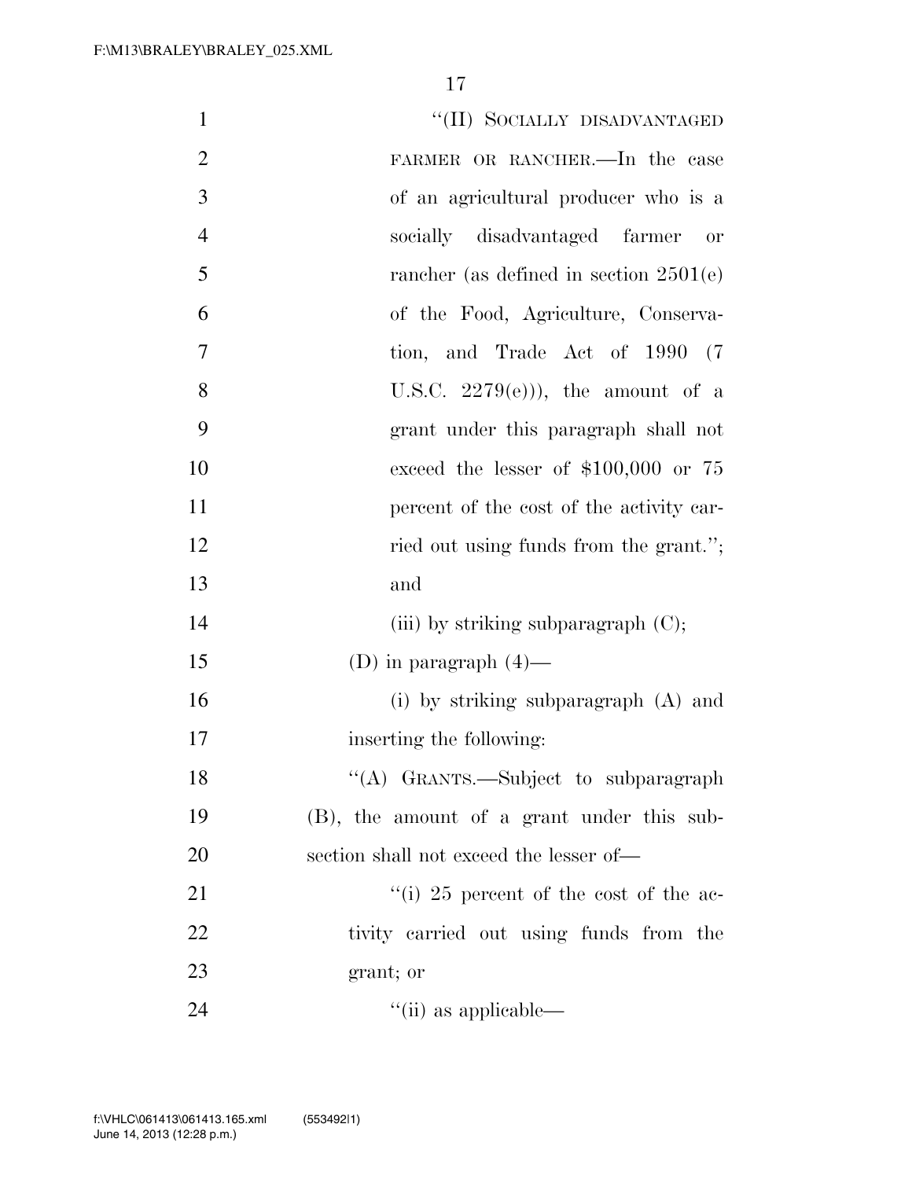"(II) SOCIALLY DISADVANTAGED FARMER OR RANCHER.—In the case of an agricultural producer who is a socially disadvantaged farmer or rancher (as defined in section 2501(e) of the Food, Agriculture, Conservation, and Trade Act of 1990 (7 U.S.C. 2279(e))), the amount of a grant under this paragraph shall not exceed the lesser of $100,000 or 75 percent of the cost of the activity carried out using funds from the grant."; and

(iii) by striking subparagraph (C);

(D) in paragraph (4)—

(i) by striking subparagraph (A) and inserting the following:

"(A) GRANTS.—Subject to subparagraph (B), the amount of a grant under this subsection shall not exceed the lesser of—

"(i) 25 percent of the cost of the activity carried out using funds from the grant; or

"(ii) as applicable—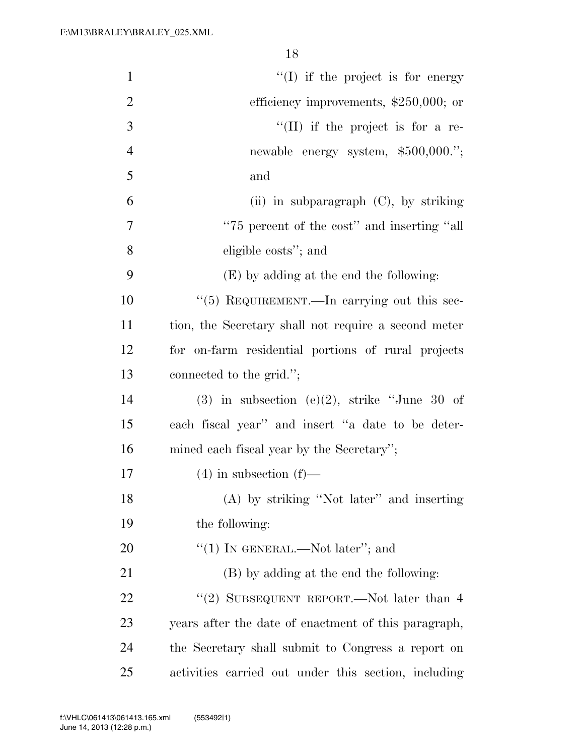"(I) if the project is for energy efficiency improvements, $250,000; or

"(II) if the project is for a renewable energy system, $500,000."; and

(ii) in subparagraph (C), by striking "75 percent of the cost" and inserting "all eligible costs"; and

(E) by adding at the end the following:

"(5) REQUIREMENT.—In carrying out this section, the Secretary shall not require a second meter for on-farm residential portions of rural projects connected to the grid.";

(3) in subsection (e)(2), strike "June 30 of each fiscal year" and insert "a date to be determined each fiscal year by the Secretary";

(4) in subsection (f)—

(A) by striking "Not later" and inserting the following:

"(1) IN GENERAL.—Not later"; and

(B) by adding at the end the following:

"(2) SUBSEQUENT REPORT.—Not later than 4 years after the date of enactment of this paragraph, the Secretary shall submit to Congress a report on activities carried out under this section, including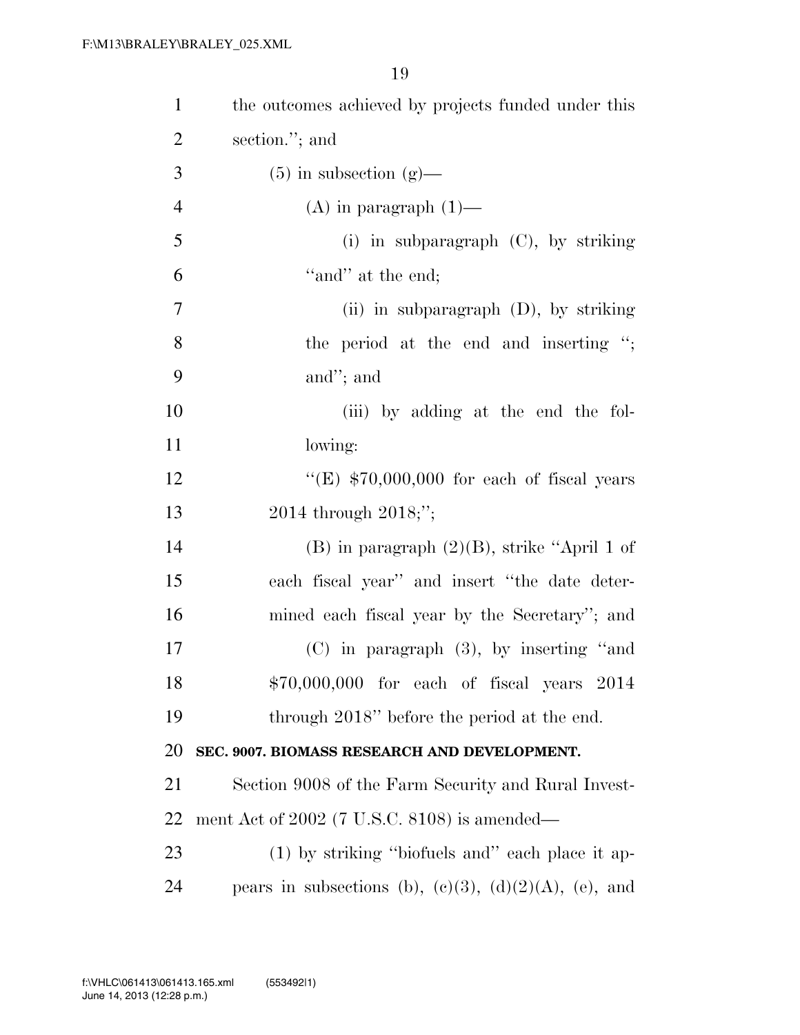the outcomes achieved by projects funded under this section."; and

(5) in subsection (g)—

(A) in paragraph (1)—

(i) in subparagraph (C), by striking "and" at the end;

(ii) in subparagraph (D), by striking the period at the end and inserting "; and"; and

(iii) by adding at the end the following:

"(E) $70,000,000 for each of fiscal years 2014 through 2018;";

(B) in paragraph (2)(B), strike "April 1 of each fiscal year" and insert "the date determined each fiscal year by the Secretary"; and

(C) in paragraph (3), by inserting "and $70,000,000 for each of fiscal years 2014 through 2018" before the period at the end.

**SEC. 9007. BIOMASS RESEARCH AND DEVELOPMENT.**

Section 9008 of the Farm Security and Rural Investment Act of 2002 (7 U.S.C. 8108) is amended—

(1) by striking "biofuels and" each place it appears in subsections (b), (c)(3), (d)(2)(A), (e), and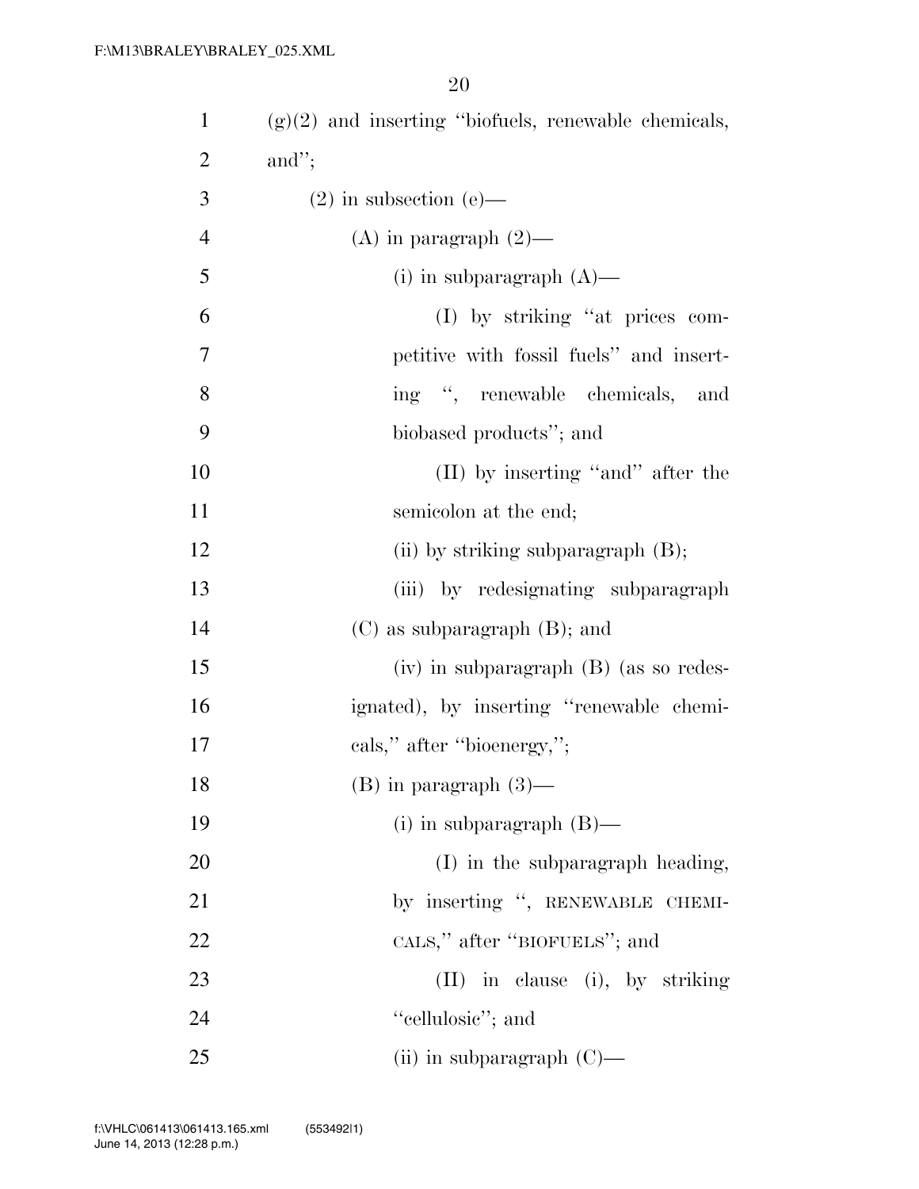(g)(2) and inserting "biofuels, renewable chemicals, and";

(2) in subsection (e)—

(A) in paragraph (2)—

(i) in subparagraph (A)—

(I) by striking "at prices competitive with fossil fuels" and inserting ", renewable chemicals, and biobased products"; and

(II) by inserting "and" after the semicolon at the end;

(ii) by striking subparagraph (B);

(iii) by redesignating subparagraph (C) as subparagraph (B); and

(iv) in subparagraph (B) (as so redesignated), by inserting "renewable chemicals," after "bioenergy,";

(B) in paragraph (3)—

(i) in subparagraph (B)—

(I) in the subparagraph heading, by inserting ", RENEWABLE CHEMICALS," after "BIOFUELS"; and

(II) in clause (i), by striking "cellulosic"; and

(ii) in subparagraph (C)—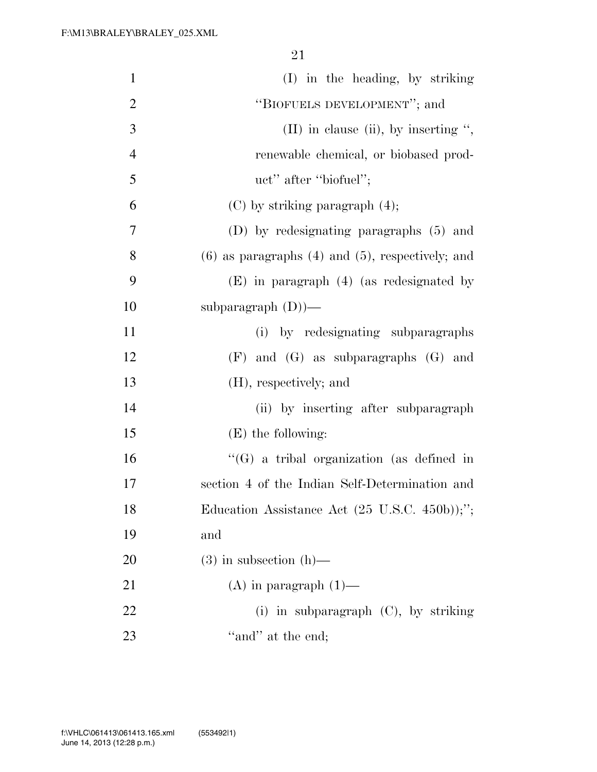(I) in the heading, by striking ''BIOFUELS DEVELOPMENT''; and

(II) in clause (ii), by inserting '', renewable chemical, or biobased product'' after ''biofuel'';

(C) by striking paragraph (4);

(D) by redesignating paragraphs (5) and (6) as paragraphs (4) and (5), respectively; and

(E) in paragraph (4) (as redesignated by subparagraph (D))—

(i) by redesignating subparagraphs (F) and (G) as subparagraphs (G) and (H), respectively; and

(ii) by inserting after subparagraph (E) the following:

''(G) a tribal organization (as defined in section 4 of the Indian Self-Determination and Education Assistance Act (25 U.S.C. 450b));''; and

(3) in subsection (h)—

(A) in paragraph (1)—

(i) in subparagraph (C), by striking ''and'' at the end;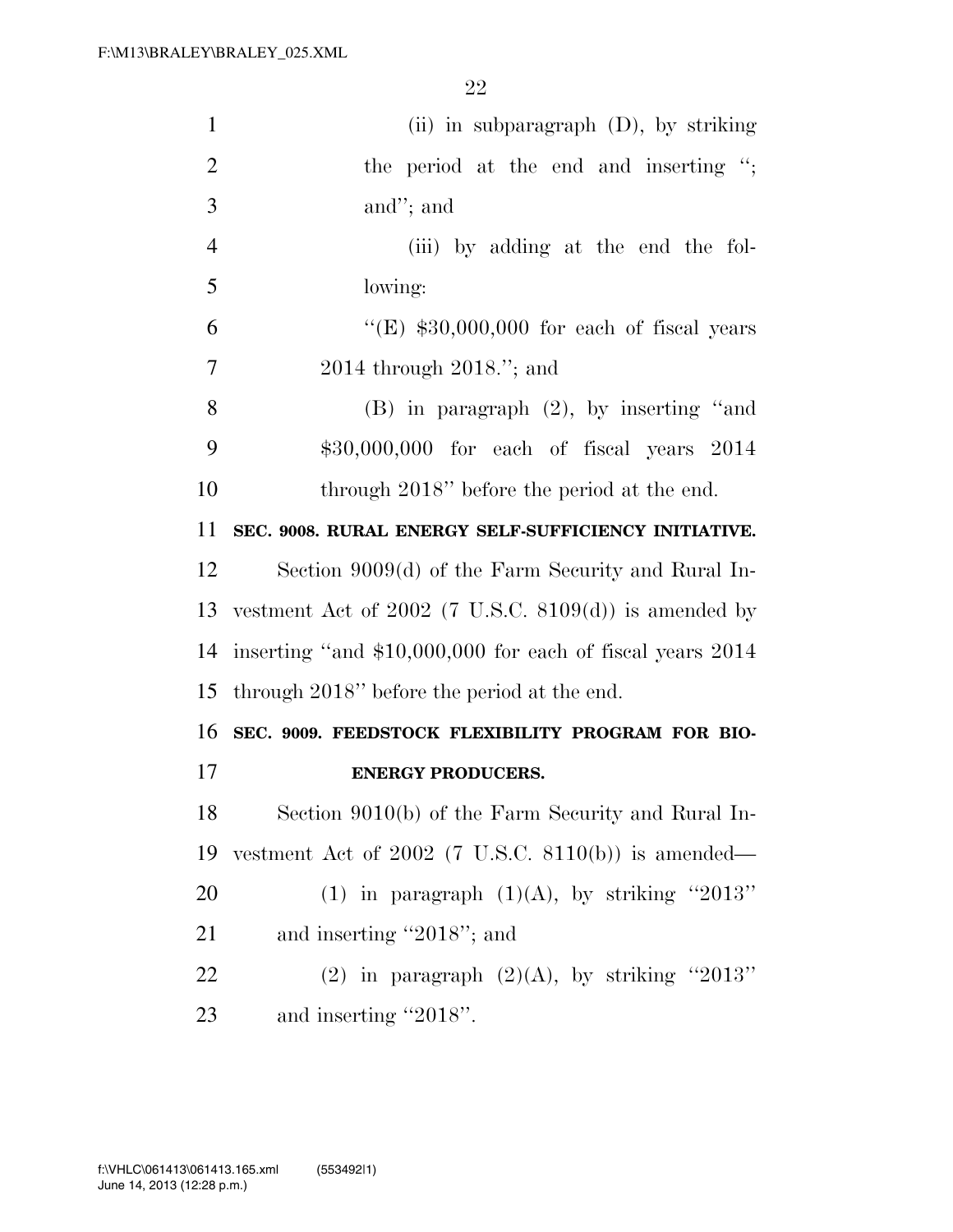(ii) in subparagraph (D), by striking the period at the end and inserting "; and"; and

(iii) by adding at the end the following:

"(E) $30,000,000 for each of fiscal years 2014 through 2018."; and

(B) in paragraph (2), by inserting "and $30,000,000 for each of fiscal years 2014 through 2018" before the period at the end.

**SEC. 9008. RURAL ENERGY SELF-SUFFICIENCY INITIATIVE.**

Section 9009(d) of the Farm Security and Rural Investment Act of 2002 (7 U.S.C. 8109(d)) is amended by inserting "and $10,000,000 for each of fiscal years 2014 through 2018" before the period at the end.

**SEC. 9009. FEEDSTOCK FLEXIBILITY PROGRAM FOR BIOENERGY PRODUCERS.**

Section 9010(b) of the Farm Security and Rural Investment Act of 2002 (7 U.S.C. 8110(b)) is amended—

(1) in paragraph (1)(A), by striking "2013" and inserting "2018"; and

(2) in paragraph (2)(A), by striking "2013" and inserting "2018".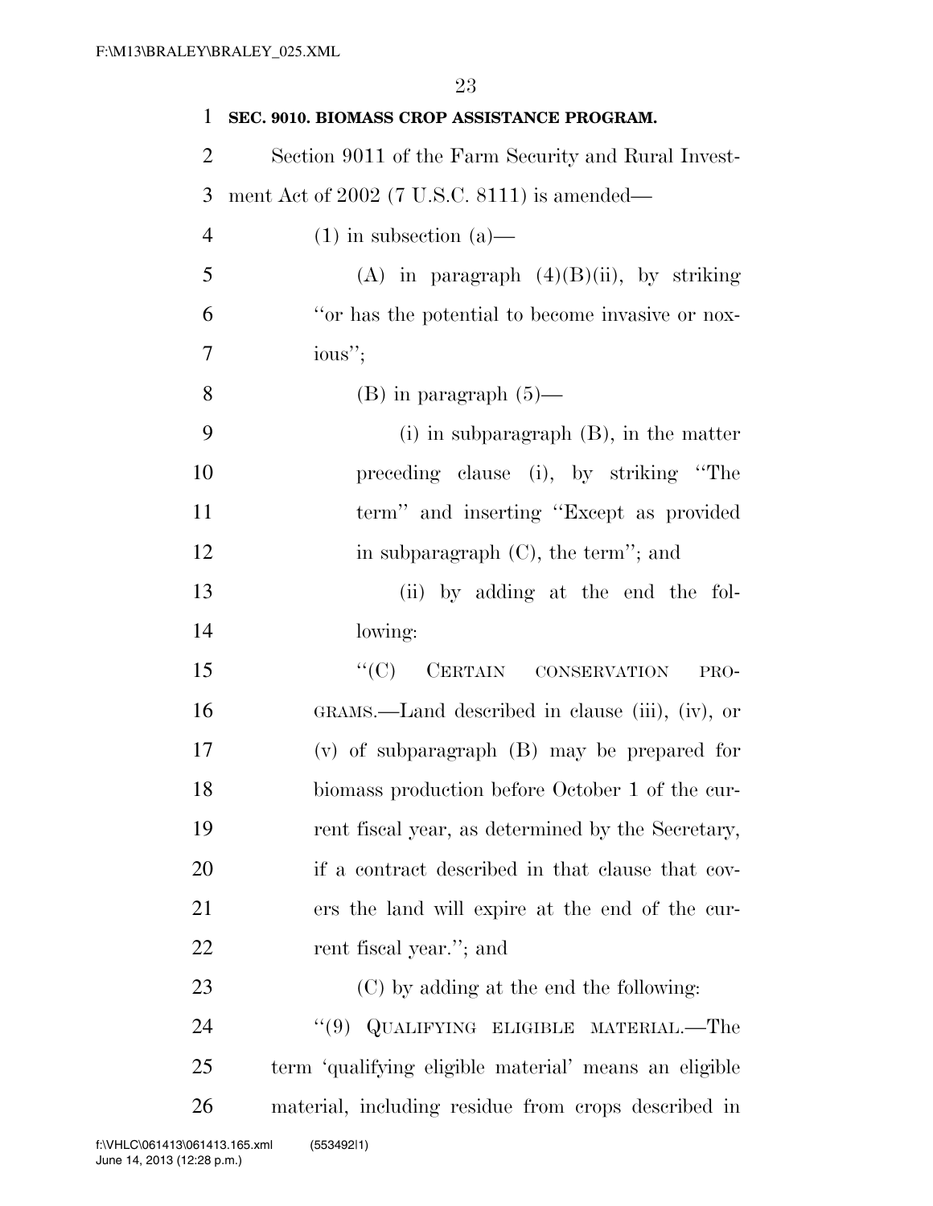**SEC. 9010. BIOMASS CROP ASSISTANCE PROGRAM.**

Section 9011 of the Farm Security and Rural Investment Act of 2002 (7 U.S.C. 8111) is amended—

(1) in subsection (a)—

(A) in paragraph (4)(B)(ii), by striking "or has the potential to become invasive or noxious";

(B) in paragraph (5)—

(i) in subparagraph (B), in the matter preceding clause (i), by striking "The term" and inserting "Except as provided in subparagraph (C), the term"; and

(ii) by adding at the end the following:

"(C) CERTAIN CONSERVATION PROGRAMS.—Land described in clause (iii), (iv), or (v) of subparagraph (B) may be prepared for biomass production before October 1 of the current fiscal year, as determined by the Secretary, if a contract described in that clause that covers the land will expire at the end of the current fiscal year."; and

(C) by adding at the end the following:

"(9) QUALIFYING ELIGIBLE MATERIAL.—The term 'qualifying eligible material' means an eligible material, including residue from crops described in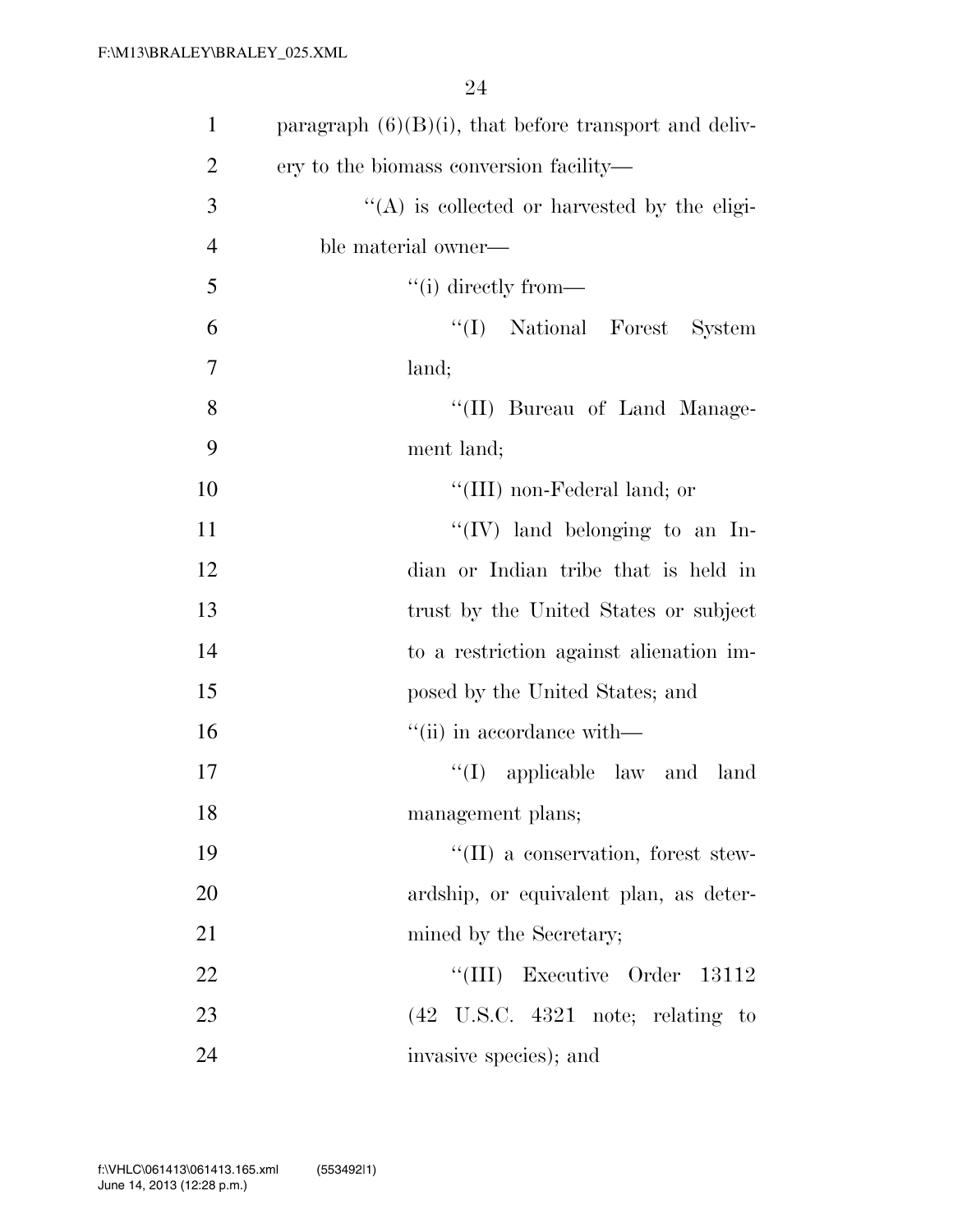paragraph (6)(B)(i), that before transport and delivery to the biomass conversion facility—

''(A) is collected or harvested by the eligible material owner—

''(i) directly from—

''(I) National Forest System land;

''(II) Bureau of Land Management land;

''(III) non-Federal land; or

''(IV) land belonging to an Indian or Indian tribe that is held in trust by the United States or subject to a restriction against alienation imposed by the United States; and

''(ii) in accordance with—

''(I) applicable law and land management plans;

''(II) a conservation, forest stewardship, or equivalent plan, as determined by the Secretary;

''(III) Executive Order 13112 (42 U.S.C. 4321 note; relating to invasive species); and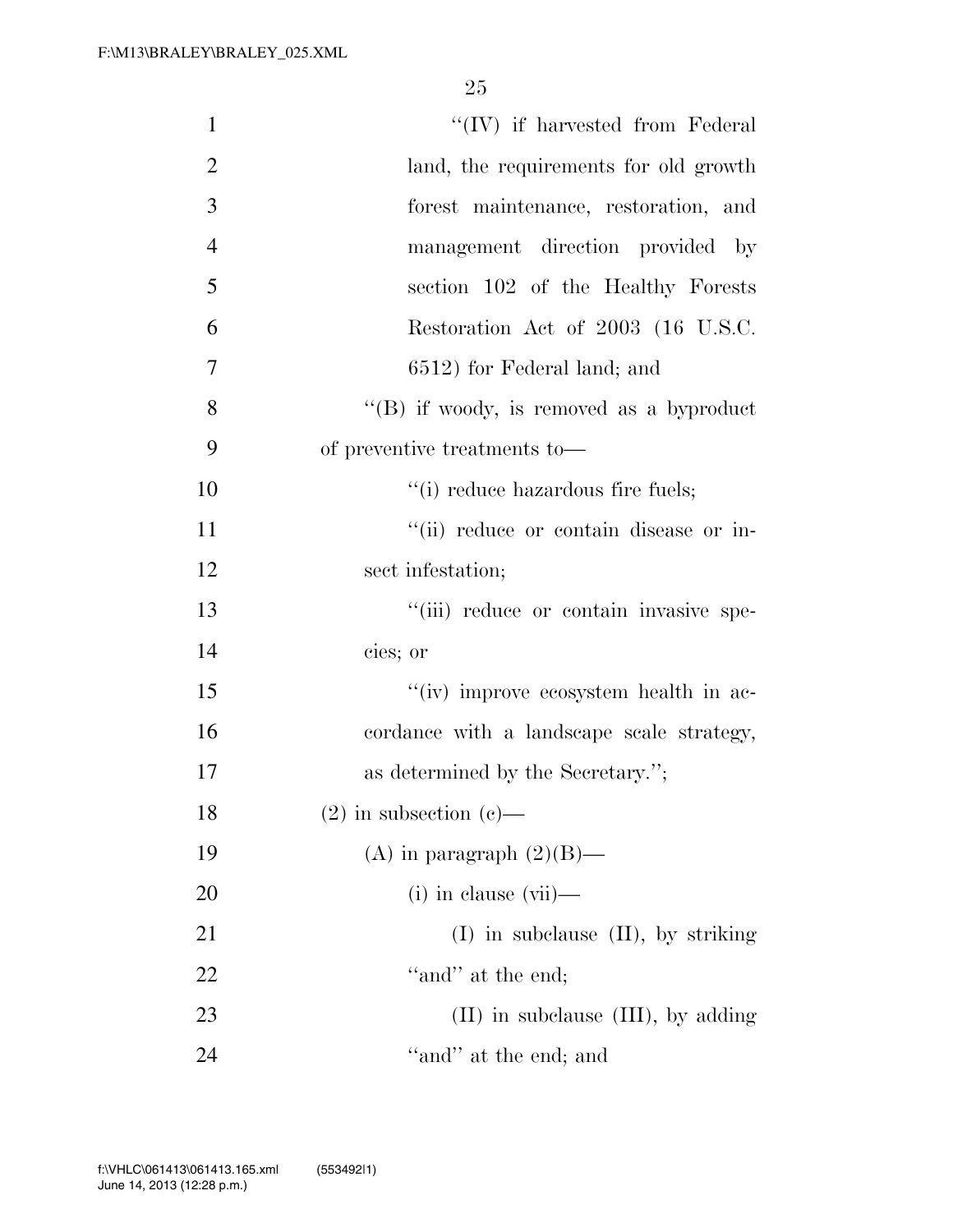''(IV) if harvested from Federal land, the requirements for old growth forest maintenance, restoration, and management direction provided by section 102 of the Healthy Forests Restoration Act of 2003 (16 U.S.C. 6512) for Federal land; and

''(B) if woody, is removed as a byproduct of preventive treatments to—

''(i) reduce hazardous fire fuels;

''(ii) reduce or contain disease or insect infestation;

''(iii) reduce or contain invasive species; or

''(iv) improve ecosystem health in accordance with a landscape scale strategy, as determined by the Secretary.'';

(2) in subsection (c)—

(A) in paragraph (2)(B)—

(i) in clause (vii)—

(I) in subclause (II), by striking ''and'' at the end;

(II) in subclause (III), by adding ''and'' at the end; and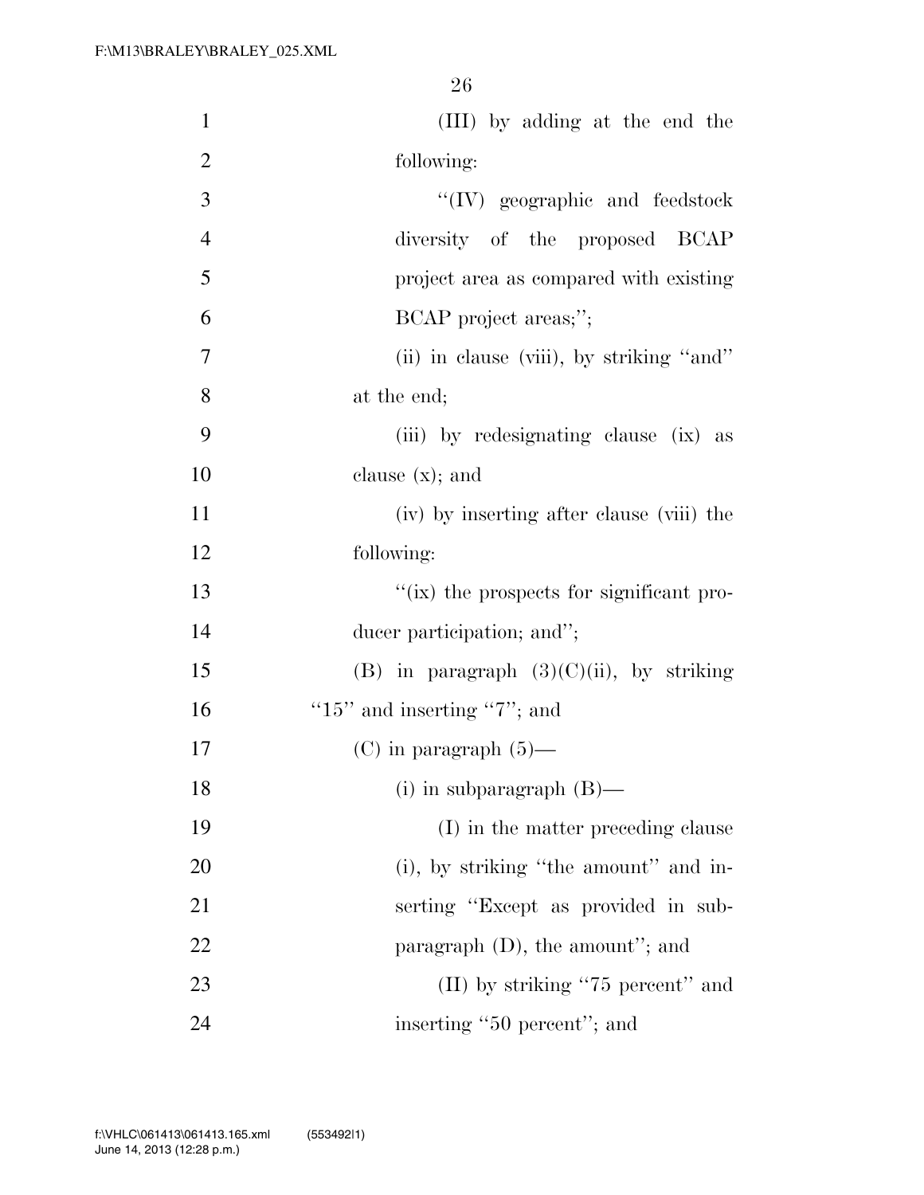(III) by adding at the end the following:

''(IV) geographic and feedstock diversity of the proposed BCAP project area as compared with existing BCAP project areas;'';

(ii) in clause (viii), by striking ''and'' at the end;

(iii) by redesignating clause (ix) as clause (x); and

(iv) by inserting after clause (viii) the following:

''(ix) the prospects for significant producer participation; and'';

(B) in paragraph (3)(C)(ii), by striking ''15'' and inserting ''7''; and

(C) in paragraph (5)—

(i) in subparagraph (B)—

(I) in the matter preceding clause (i), by striking ''the amount'' and inserting ''Except as provided in subparagraph (D), the amount''; and

(II) by striking ''75 percent'' and inserting ''50 percent''; and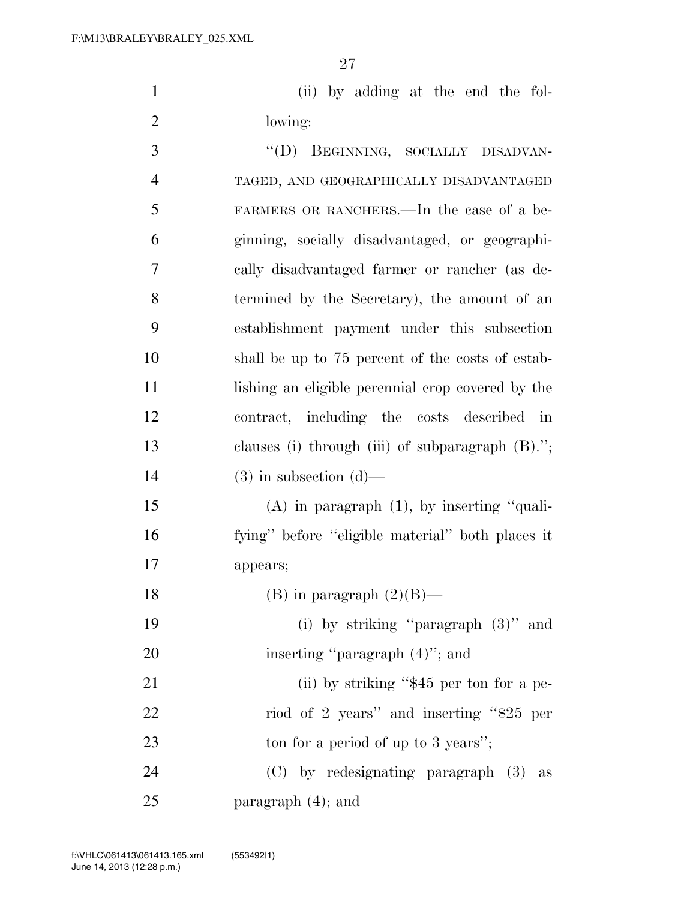(ii) by adding at the end the following:

"(D) BEGINNING, SOCIALLY DISADVANTAGED, AND GEOGRAPHICALLY DISADVANTAGED FARMERS OR RANCHERS.—In the case of a beginning, socially disadvantaged, or geographically disadvantaged farmer or rancher (as determined by the Secretary), the amount of an establishment payment under this subsection shall be up to 75 percent of the costs of establishing an eligible perennial crop covered by the contract, including the costs described in clauses (i) through (iii) of subparagraph (B).";

(3) in subsection (d)—

(A) in paragraph (1), by inserting "qualifying" before "eligible material" both places it appears;

(B) in paragraph (2)(B)—

(i) by striking "paragraph (3)" and inserting "paragraph (4)"; and

(ii) by striking "$45 per ton for a period of 2 years" and inserting "$25 per ton for a period of up to 3 years";

(C) by redesignating paragraph (3) as paragraph (4); and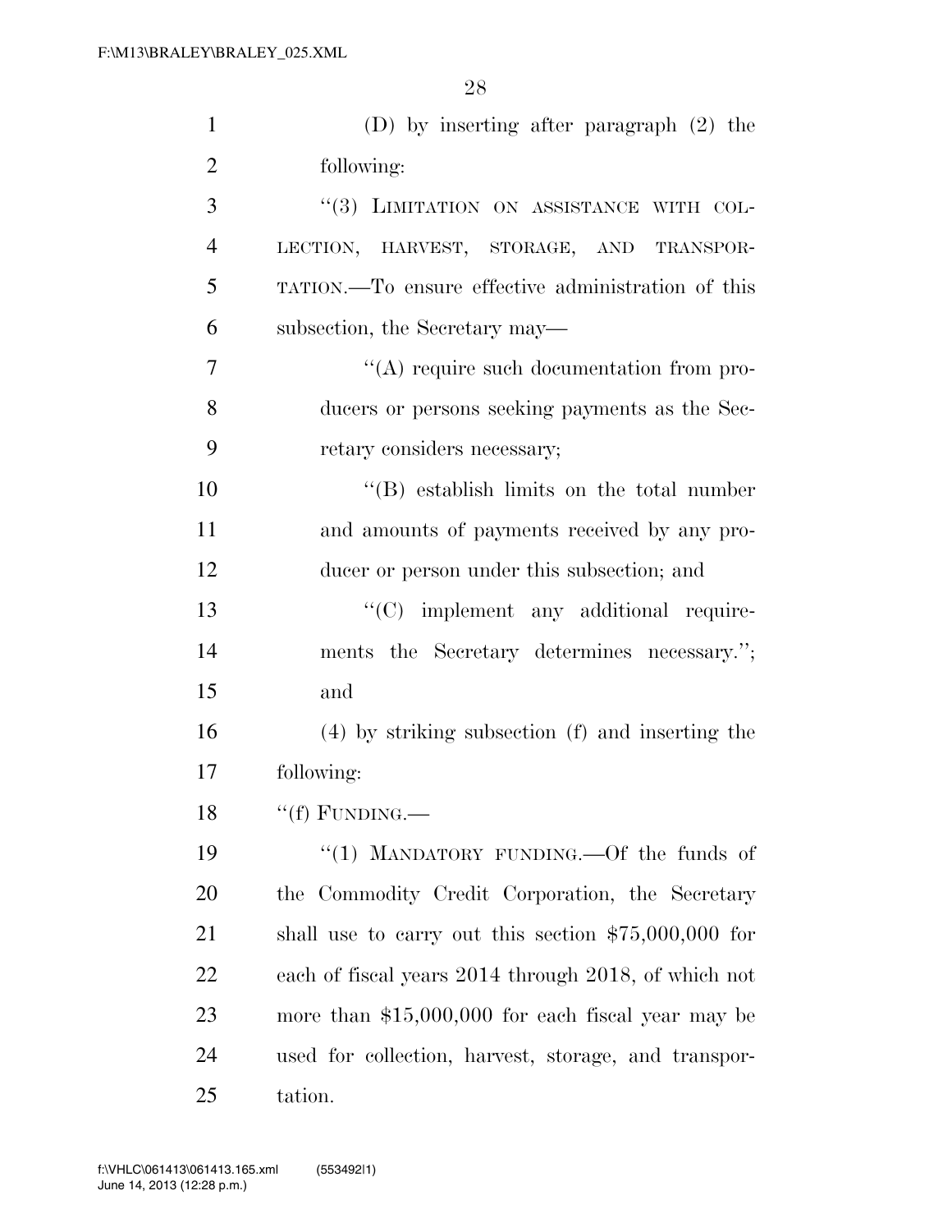(D) by inserting after paragraph (2) the following:

"(3) LIMITATION ON ASSISTANCE WITH COLLECTION, HARVEST, STORAGE, AND TRANSPORTATION.—To ensure effective administration of this subsection, the Secretary may—

"(A) require such documentation from producers or persons seeking payments as the Secretary considers necessary;

"(B) establish limits on the total number and amounts of payments received by any producer or person under this subsection; and

"(C) implement any additional requirements the Secretary determines necessary."; and

(4) by striking subsection (f) and inserting the following:

"(f) FUNDING.—

"(1) MANDATORY FUNDING.—Of the funds of the Commodity Credit Corporation, the Secretary shall use to carry out this section $75,000,000 for each of fiscal years 2014 through 2018, of which not more than $15,000,000 for each fiscal year may be used for collection, harvest, storage, and transportation.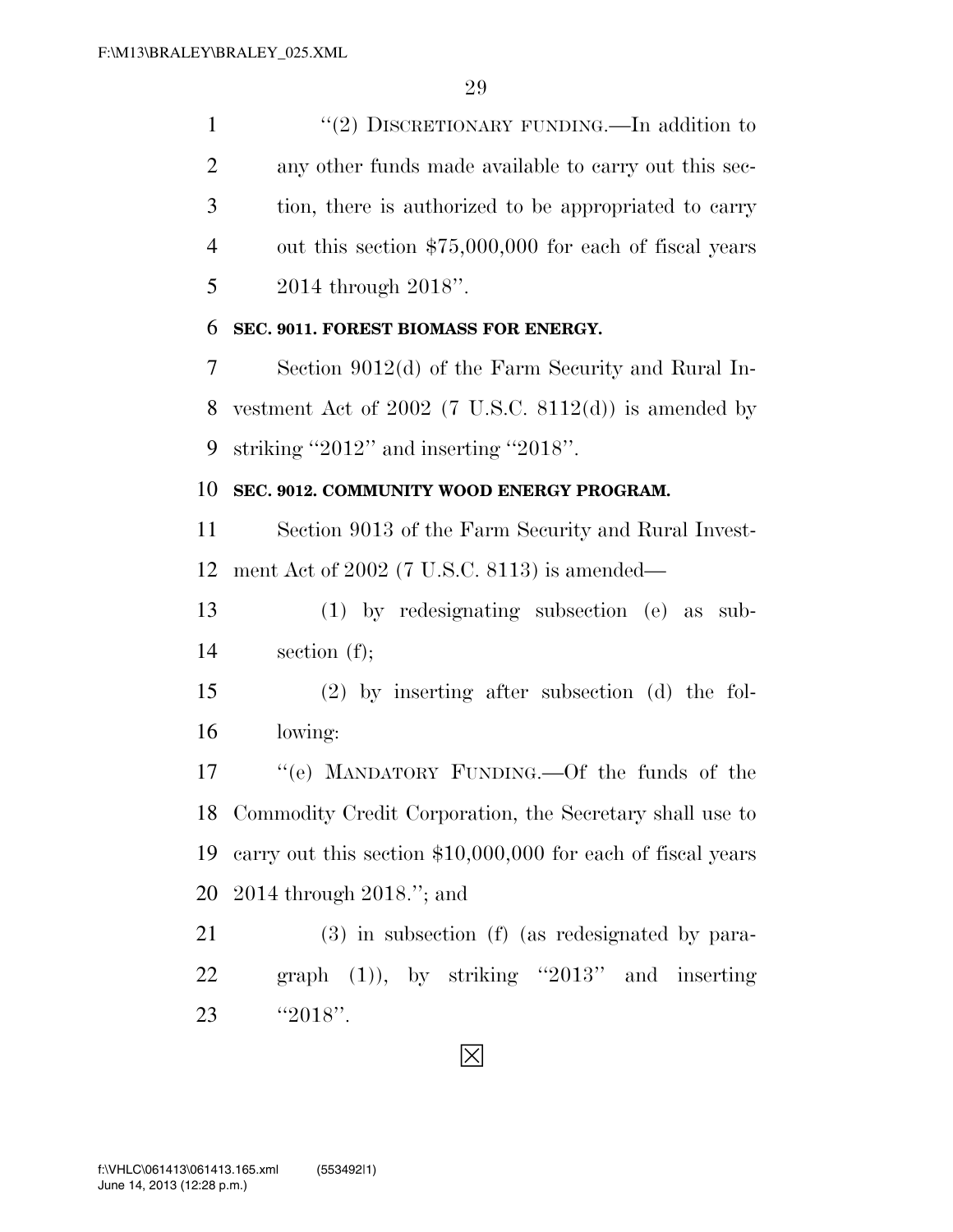"(2) DISCRETIONARY FUNDING.—In addition to any other funds made available to carry out this section, there is authorized to be appropriated to carry out this section $75,000,000 for each of fiscal years 2014 through 2018".

**SEC. 9011. FOREST BIOMASS FOR ENERGY.**

Section 9012(d) of the Farm Security and Rural Investment Act of 2002 (7 U.S.C. 8112(d)) is amended by striking "2012" and inserting "2018".

**SEC. 9012. COMMUNITY WOOD ENERGY PROGRAM.**

Section 9013 of the Farm Security and Rural Investment Act of 2002 (7 U.S.C. 8113) is amended—

(1) by redesignating subsection (e) as subsection (f);

(2) by inserting after subsection (d) the following:

"(e) MANDATORY FUNDING.—Of the funds of the Commodity Credit Corporation, the Secretary shall use to carry out this section $10,000,000 for each of fiscal years 2014 through 2018."; and

(3) in subsection (f) (as redesignated by paragraph (1)), by striking "2013" and inserting "2018".